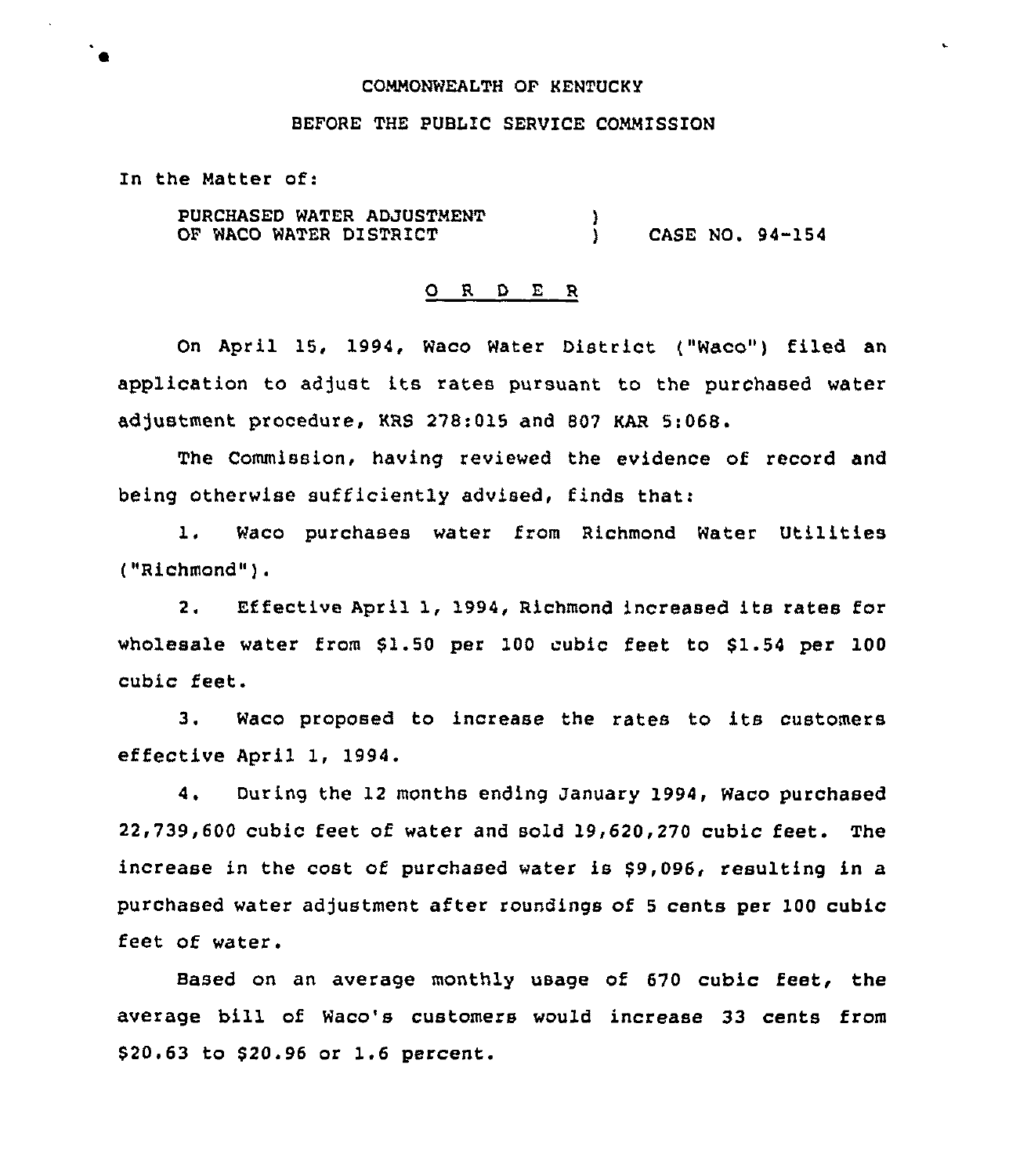COMMONWEALTH OF KENTUCKY

BEFORE THE PUBLIC SERVICE COMMISSION

In the Matter of:

PURCHASED WATER ADJUSTMENT OF WACO WATER DISTRICT ) CASE NO. 94-154

O R D E R

On April 15, 1994, Waco Water District ("Waco") filed an application to adjust its rates pursuant to the purchased water adjustment procedure, KRS 278:015 and 807 KAR 5:068.

The Commission, having reviewed the evidence of record and being otherwise sufficiently advised, finds that:

1. Waco purchases water from Richmond Water Utilities ("Richmond").

2. Effective April 1, 1994, Richmond increased its rates for wholesale water from $1.50 per 100 cubic feet to $1.54 per 100 cubic feet.

3. Waco proposed to increase the rates to its customers effective April 1, 1994.

4. During the 12 months ending January 1994, Waco purchased 22,739,600 cubic feet of water and sold 19,620,270 cubic feet. The increase in the cost of purchased water is $9,096, resulting in a purchased water adjustment after roundings of 5 cents per 100 cubic feet of water.

Based on an average monthly usage of 670 cubic feet, the average bill of Waco's customers would increase 33 cents from $20.63 to $20.96 or 1.6 percent.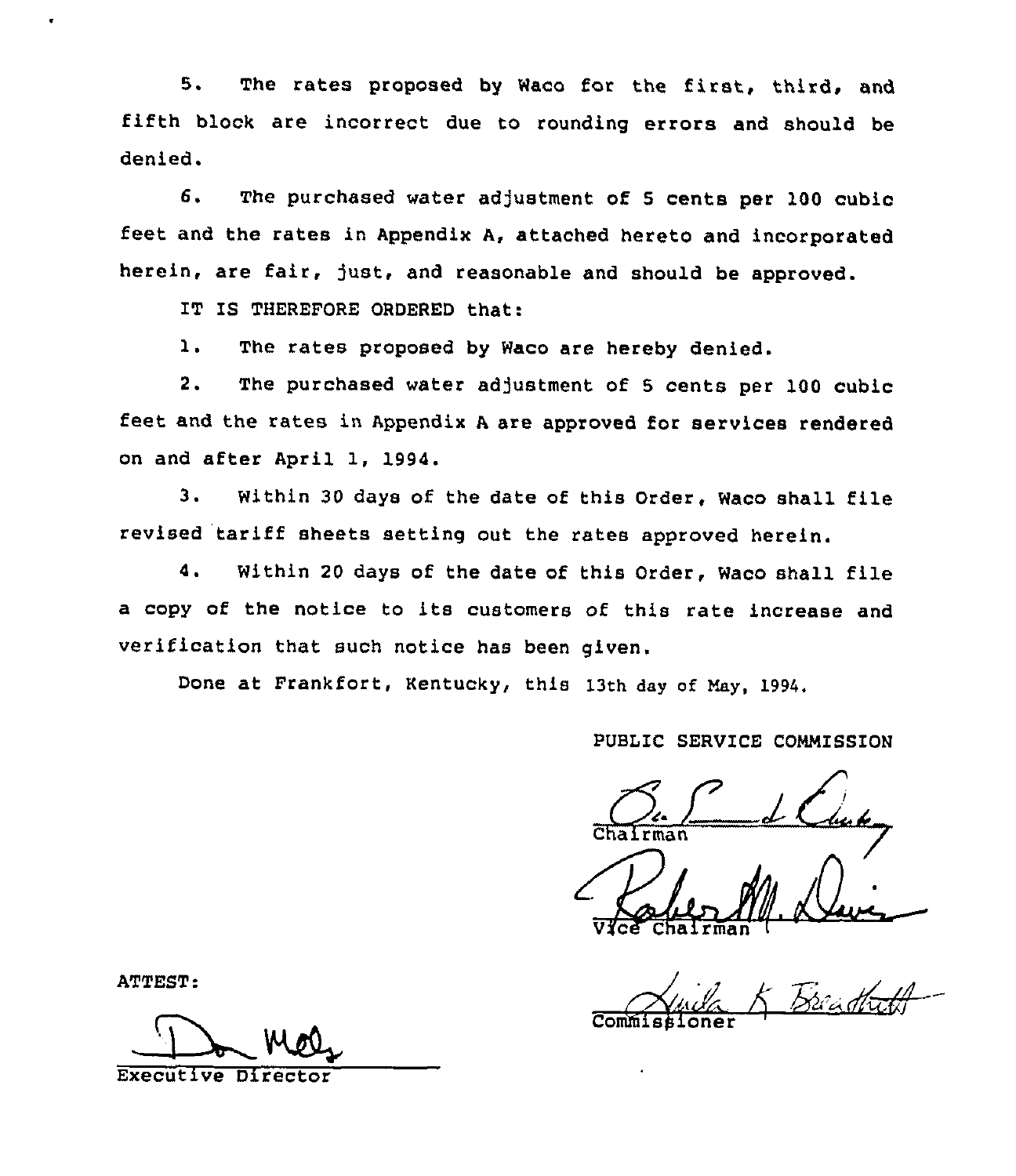5. The rates proposed by Waco for the first, third, and fifth block are incorrect due to rounding errors and should be denied.

6. The purchased water adjustment of 5 cents per 100 cubic feet and the rates in Appendix A, attached hereto and incorporated herein, are fair, just, and reasonable and should be approved.

IT IS THEREFORE ORDERED that:

1. The rates proposed by Waco are hereby denied.

2. The purchased water adjustment of 5 cents per 100 cubic feet and the rates in Appendix A are approved for services rendered on and after April 1, 1994.

3. Within 30 days of the date of this Order, Waco shall file revised tariff sheets setting out the rates approved herein.

4. Within 20 days of the date of this Order, Waco shall file a copy of the notice to its customers of this rate increase and verification that such notice has been given.

Done at Frankfort, Kentucky, this 13th day of May, 1994.

PUBLIC SERVICE COMMISSION

Chairman

Vice Chairman

Commissioner

ATTEST:

Executive Director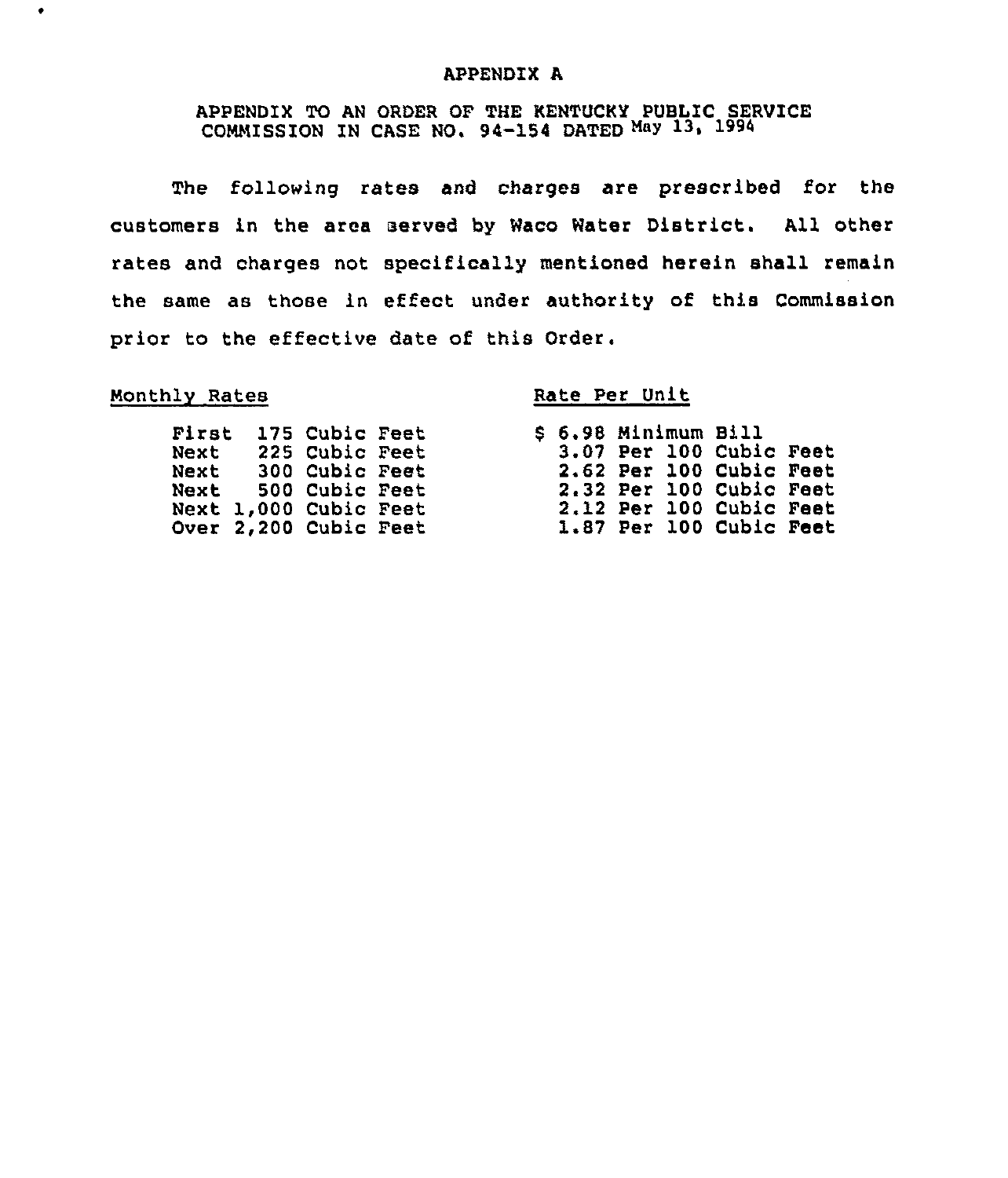# APPENDIX A

## APPENDIX TO AN ORDER OF THE KENTUCKY PUBLIC SERVICE COMMISSION IN CASE NO. 94-154 DATED May 13, 1994

The following rates and charges are prescribed for the customers in the area served by Waco Water District. All other rates and charges not specifically mentioned herein shall remain the same as those in effect under authority of this Commission prior to the effective date of this Order.

| Monthly Rates | Rate Per Unit |
|---|---|
| First 175 Cubic Feet | $ 6.98 Minimum Bill |
| Next 225 Cubic Feet | 3.07 Per 100 Cubic Feet |
| Next 300 Cubic Feet | 2.62 Per 100 Cubic Feet |
| Next 500 Cubic Feet | 2.32 Per 100 Cubic Feet |
| Next 1,000 Cubic Feet | 2.12 Per 100 Cubic Feet |
| Over 2,200 Cubic Feet | 1.87 Per 100 Cubic Feet |